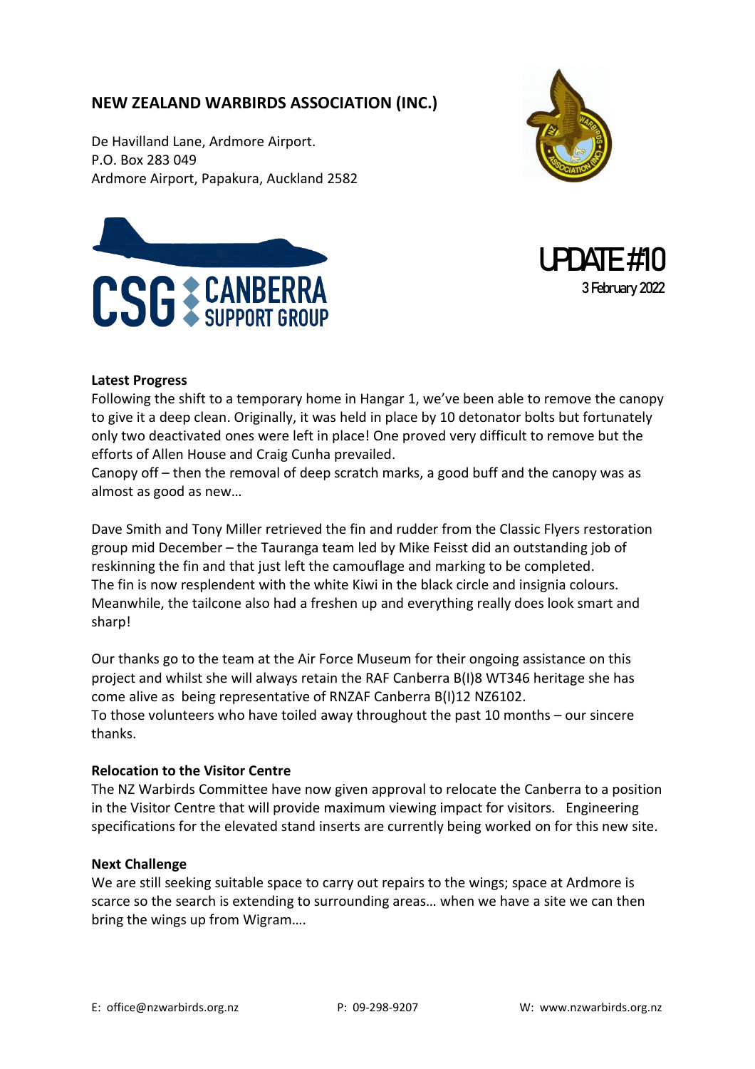## NEW ZEALAND WARBIRDS ASSOCIATION (INC.)

De Havilland Lane, Ardmore Airport.
P.O. Box 283 049
Ardmore Airport, Papakura, Auckland 2582

CSG CANBERRA SUPPORT GROUP

# UPDATE #10

3 February 2022

### Latest Progress

Following the shift to a temporary home in Hangar 1, we've been able to remove the canopy to give it a deep clean. Originally, it was held in place by 10 detonator bolts but fortunately only two deactivated ones were left in place! One proved very difficult to remove but the efforts of Allen House and Craig Cunha prevailed.

Canopy off – then the removal of deep scratch marks, a good buff and the canopy was as almost as good as new…

Dave Smith and Tony Miller retrieved the fin and rudder from the Classic Flyers restoration group mid December – the Tauranga team led by Mike Feisst did an outstanding job of reskinning the fin and that just left the camouflage and marking to be completed.

The fin is now resplendent with the white Kiwi in the black circle and insignia colours. Meanwhile, the tailcone also had a freshen up and everything really does look smart and sharp!

Our thanks go to the team at the Air Force Museum for their ongoing assistance on this project and whilst she will always retain the RAF Canberra B(I)8 WT346 heritage she has come alive as being representative of RNZAF Canberra B(I)12 NZ6102.

To those volunteers who have toiled away throughout the past 10 months – our sincere thanks.

### Relocation to the Visitor Centre

The NZ Warbirds Committee have now given approval to relocate the Canberra to a position in the Visitor Centre that will provide maximum viewing impact for visitors. Engineering specifications for the elevated stand inserts are currently being worked on for this new site.

### Next Challenge

We are still seeking suitable space to carry out repairs to the wings; space at Ardmore is scarce so the search is extending to surrounding areas… when we have a site we can then bring the wings up from Wigram….

E: office@nzwarbirds.org.nz P: 09-298-9207 W: www.nzwarbirds.org.nz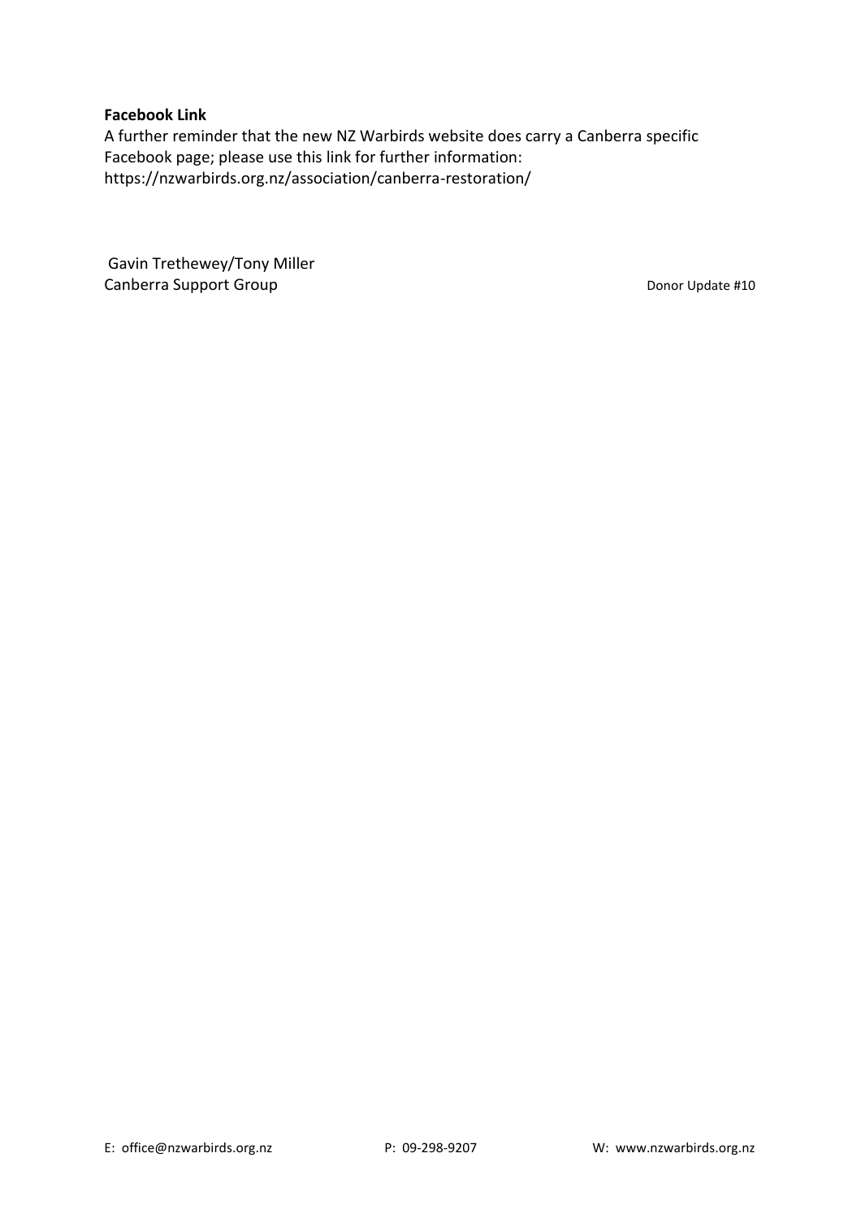**Facebook Link**

A further reminder that the new NZ Warbirds website does carry a Canberra specific Facebook page; please use this link for further information:
https://nzwarbirds.org.nz/association/canberra-restoration/

Gavin Trethewey/Tony Miller
Canberra Support Group

Donor Update #10

E: office@nzwarbirds.org.nz P: 09-298-9207 W: www.nzwarbirds.org.nz